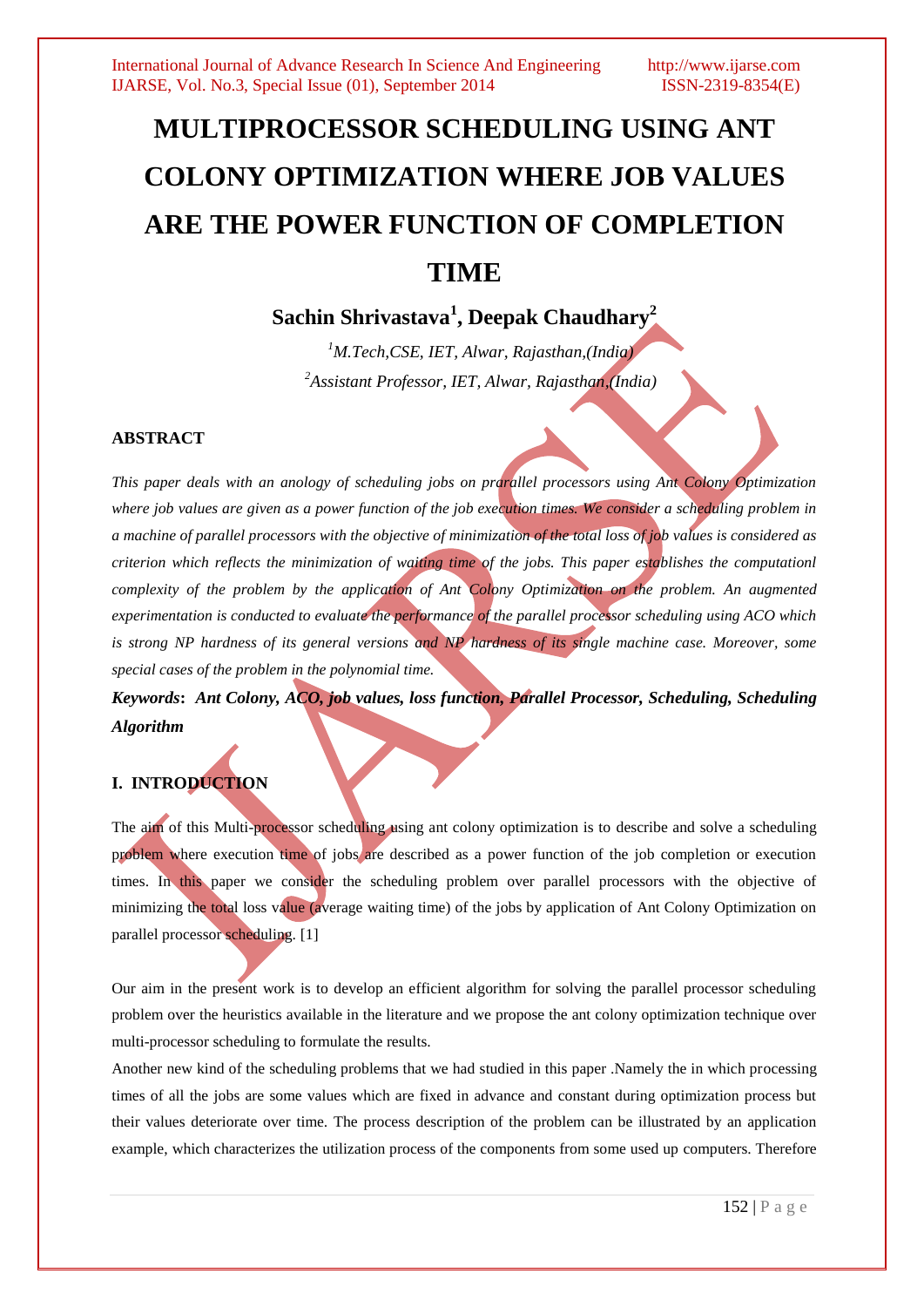# MULTIPROCESSOR SCHEDULING USING ANT COLONY OPTIMIZATION WHERE JOB VALUES ARE THE POWER FUNCTION OF COMPLETION TIME

**Sachin Shrivastava[1], Deepak Chaudhary[2]**

*[1]M.Tech,CSE, IET, Alwar, Rajasthan,(India)*
*[2]Assistant Professor, IET, Alwar, Rajasthan,(India)*

## ABSTRACT

*This paper deals with an anology of scheduling jobs on prarallel processors using Ant Colony Optimization where job values are given as a power function of the job execution times. We consider a scheduling problem in a machine of parallel processors with the objective of minimization of the total loss of job values is considered as criterion which reflects the minimization of waiting time of the jobs. This paper establishes the computationl complexity of the problem by the application of Ant Colony Optimization on the problem. An augmented experimentation is conducted to evaluate the performance of the parallel processor scheduling using ACO which is strong NP hardness of its general versions and NP hardness of its single machine case. Moreover, some special cases of the problem in the polynomial time.*

***Keywords*: Ant Colony, ACO, job values, loss function, Parallel Processor, Scheduling, Scheduling Algorithm**

## I. INTRODUCTION

The aim of this Multi-processor scheduling using ant colony optimization is to describe and solve a scheduling problem where execution time of jobs are described as a power function of the job completion or execution times. In this paper we consider the scheduling problem over parallel processors with the objective of minimizing the total loss value (average waiting time) of the jobs by application of Ant Colony Optimization on parallel processor scheduling. [1]

Our aim in the present work is to develop an efficient algorithm for solving the parallel processor scheduling problem over the heuristics available in the literature and we propose the ant colony optimization technique over multi-processor scheduling to formulate the results.

Another new kind of the scheduling problems that we had studied in this paper .Namely the in which processing times of all the jobs are some values which are fixed in advance and constant during optimization process but their values deteriorate over time. The process description of the problem can be illustrated by an application example, which characterizes the utilization process of the components from some used up computers. Therefore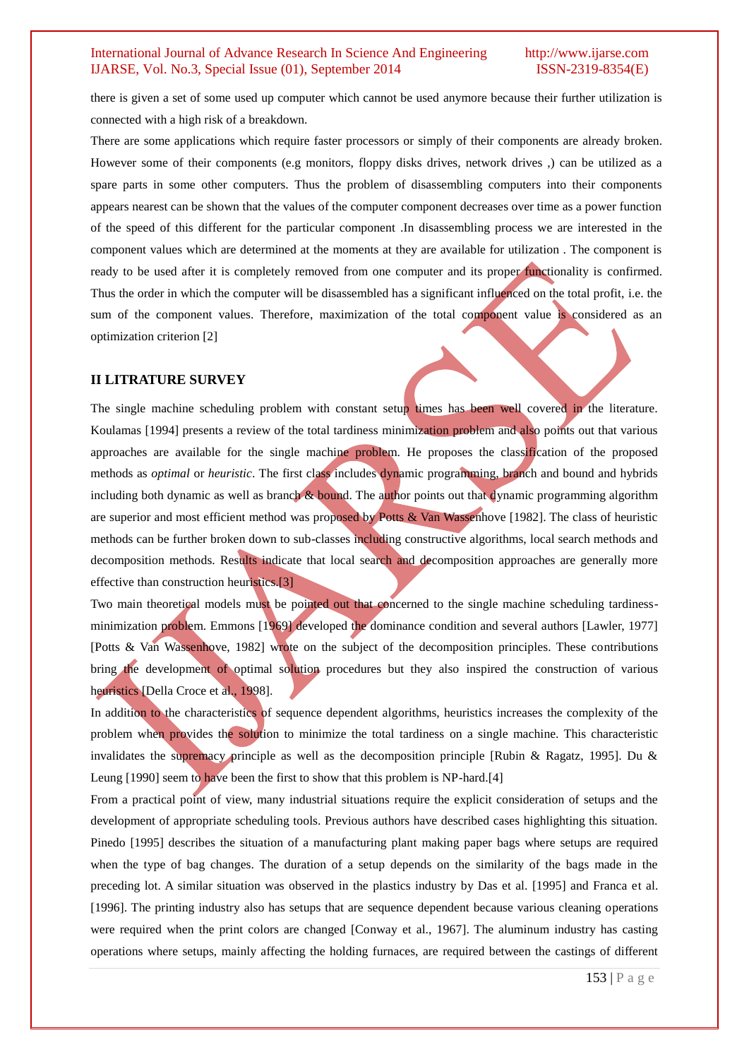there is given a set of some used up computer which cannot be used anymore because their further utilization is connected with a high risk of a breakdown.

There are some applications which require faster processors or simply of their components are already broken. However some of their components (e.g monitors, floppy disks drives, network drives ,) can be utilized as a spare parts in some other computers. Thus the problem of disassembling computers into their components appears nearest can be shown that the values of the computer component decreases over time as a power function of the speed of this different for the particular component .In disassembling process we are interested in the component values which are determined at the moments at they are available for utilization . The component is ready to be used after it is completely removed from one computer and its proper functionality is confirmed. Thus the order in which the computer will be disassembled has a significant influenced on the total profit, i.e. the sum of the component values. Therefore, maximization of the total component value is considered as an optimization criterion [2]

## II LITRATURE SURVEY

The single machine scheduling problem with constant setup times has been well covered in the literature. Koulamas [1994] presents a review of the total tardiness minimization problem and also points out that various approaches are available for the single machine problem. He proposes the classification of the proposed methods as *optimal* or *heuristic*. The first class includes dynamic programming, branch and bound and hybrids including both dynamic as well as branch & bound. The author points out that dynamic programming algorithm are superior and most efficient method was proposed by Potts & Van Wassenhove [1982]. The class of heuristic methods can be further broken down to sub-classes including constructive algorithms, local search methods and decomposition methods. Results indicate that local search and decomposition approaches are generally more effective than construction heuristics.[3]

Two main theoretical models must be pointed out that concerned to the single machine scheduling tardiness-minimization problem. Emmons [1969] developed the dominance condition and several authors [Lawler, 1977] [Potts & Van Wassenhove, 1982] wrote on the subject of the decomposition principles. These contributions bring the development of optimal solution procedures but they also inspired the construction of various heuristics [Della Croce et al., 1998].

In addition to the characteristics of sequence dependent algorithms, heuristics increases the complexity of the problem when provides the solution to minimize the total tardiness on a single machine. This characteristic invalidates the supremacy principle as well as the decomposition principle [Rubin & Ragatz, 1995]. Du & Leung [1990] seem to have been the first to show that this problem is NP-hard.[4]

From a practical point of view, many industrial situations require the explicit consideration of setups and the development of appropriate scheduling tools. Previous authors have described cases highlighting this situation. Pinedo [1995] describes the situation of a manufacturing plant making paper bags where setups are required when the type of bag changes. The duration of a setup depends on the similarity of the bags made in the preceding lot. A similar situation was observed in the plastics industry by Das et al. [1995] and Franca et al. [1996]. The printing industry also has setups that are sequence dependent because various cleaning operations were required when the print colors are changed [Conway et al., 1967]. The aluminum industry has casting operations where setups, mainly affecting the holding furnaces, are required between the castings of different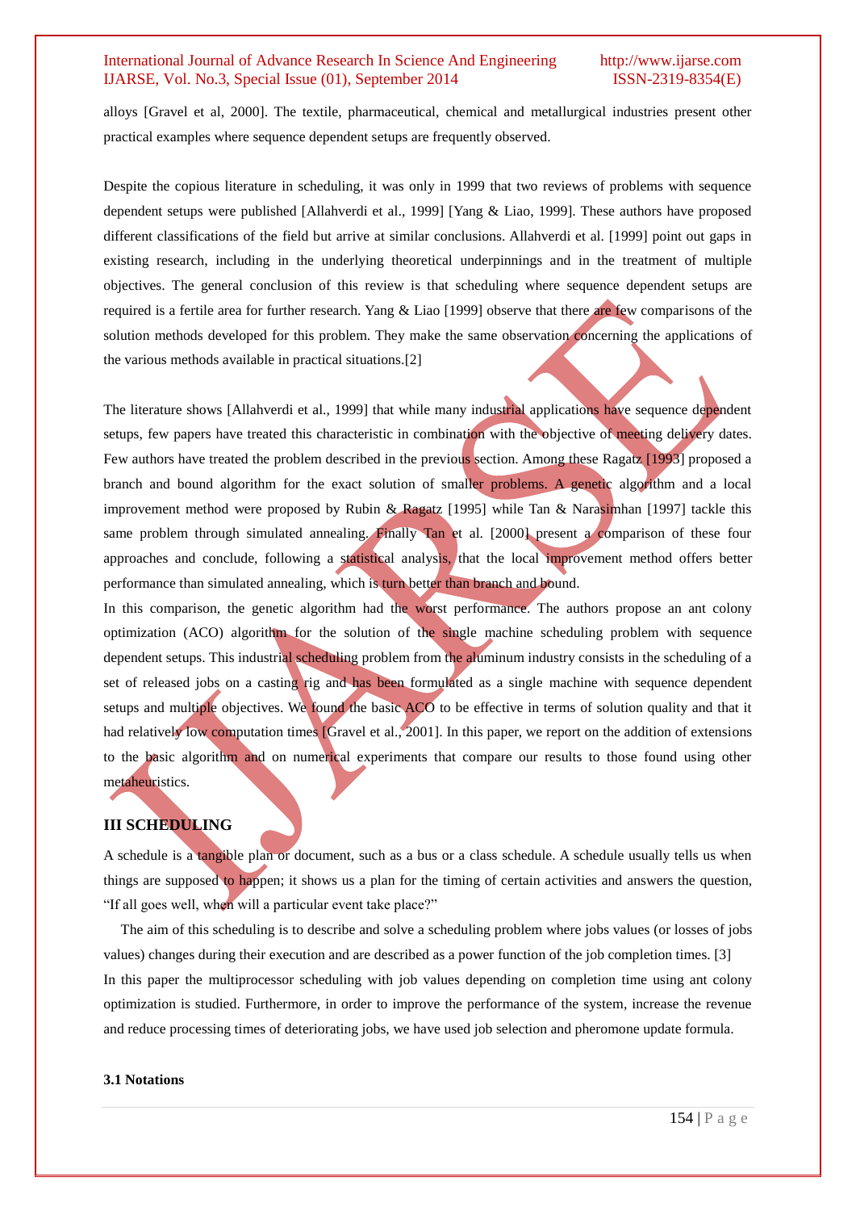alloys [Gravel et al, 2000]. The textile, pharmaceutical, chemical and metallurgical industries present other practical examples where sequence dependent setups are frequently observed.

Despite the copious literature in scheduling, it was only in 1999 that two reviews of problems with sequence dependent setups were published [Allahverdi et al., 1999] [Yang & Liao, 1999]. These authors have proposed different classifications of the field but arrive at similar conclusions. Allahverdi et al. [1999] point out gaps in existing research, including in the underlying theoretical underpinnings and in the treatment of multiple objectives. The general conclusion of this review is that scheduling where sequence dependent setups are required is a fertile area for further research. Yang & Liao [1999] observe that there are few comparisons of the solution methods developed for this problem. They make the same observation concerning the applications of the various methods available in practical situations.[2]

The literature shows [Allahverdi et al., 1999] that while many industrial applications have sequence dependent setups, few papers have treated this characteristic in combination with the objective of meeting delivery dates. Few authors have treated the problem described in the previous section. Among these Ragatz [1993] proposed a branch and bound algorithm for the exact solution of smaller problems. A genetic algorithm and a local improvement method were proposed by Rubin & Ragatz [1995] while Tan & Narasimhan [1997] tackle this same problem through simulated annealing. Finally Tan et al. [2000] present a comparison of these four approaches and conclude, following a statistical analysis, that the local improvement method offers better performance than simulated annealing, which is turn better than branch and bound.

In this comparison, the genetic algorithm had the worst performance. The authors propose an ant colony optimization (ACO) algorithm for the solution of the single machine scheduling problem with sequence dependent setups. This industrial scheduling problem from the aluminum industry consists in the scheduling of a set of released jobs on a casting rig and has been formulated as a single machine with sequence dependent setups and multiple objectives. We found the basic ACO to be effective in terms of solution quality and that it had relatively low computation times [Gravel et al., 2001]. In this paper, we report on the addition of extensions to the basic algorithm and on numerical experiments that compare our results to those found using other metaheuristics.

## III SCHEDULING

A schedule is a tangible plan or document, such as a bus or a class schedule. A schedule usually tells us when things are supposed to happen; it shows us a plan for the timing of certain activities and answers the question, "If all goes well, when will a particular event take place?"

The aim of this scheduling is to describe and solve a scheduling problem where jobs values (or losses of jobs values) changes during their execution and are described as a power function of the job completion times. [3]

In this paper the multiprocessor scheduling with job values depending on completion time using ant colony optimization is studied. Furthermore, in order to improve the performance of the system, increase the revenue and reduce processing times of deteriorating jobs, we have used job selection and pheromone update formula.

### 3.1 Notations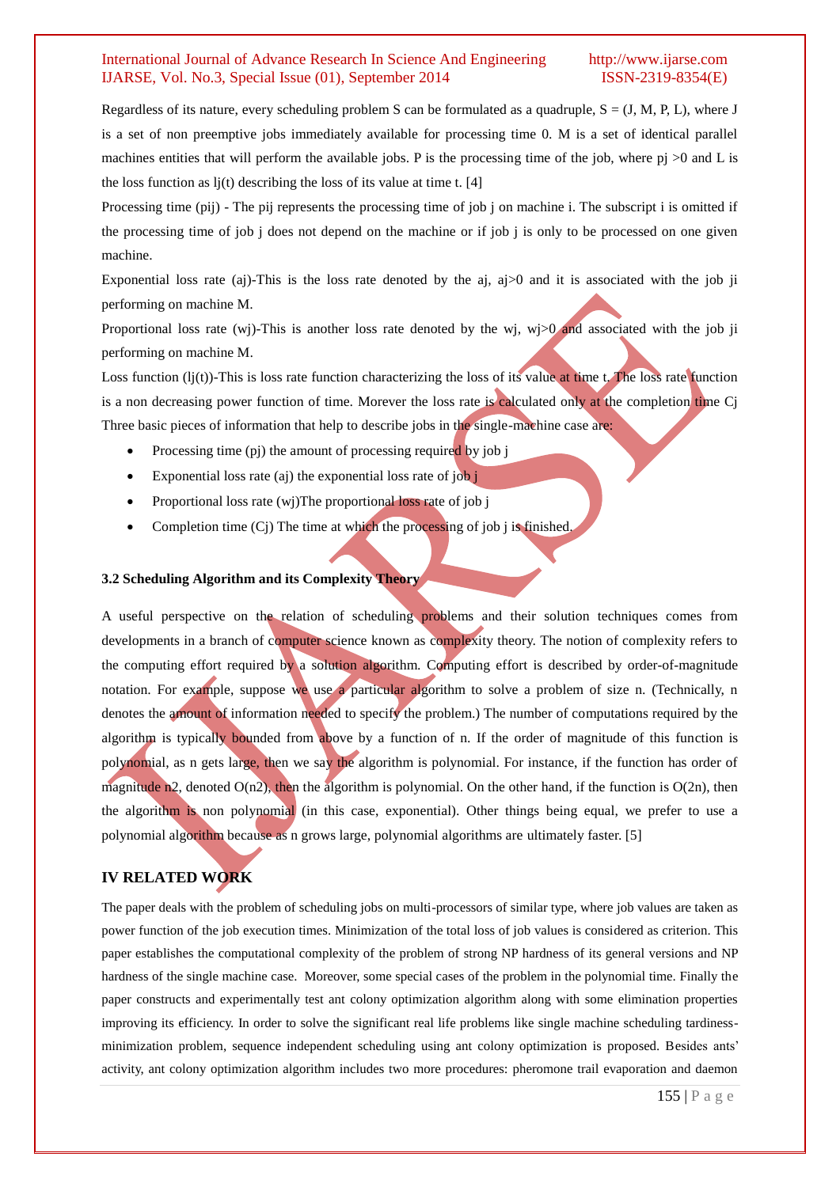Regardless of its nature, every scheduling problem S can be formulated as a quadruple, S = (J, M, P, L), where J is a set of non preemptive jobs immediately available for processing time 0. M is a set of identical parallel machines entities that will perform the available jobs. P is the processing time of the job, where $p_j > 0$ and L is the loss function as $l_j(t)$ describing the loss of its value at time t. [4]

Processing time ($p_{ij}$) - The $p_{ij}$ represents the processing time of job j on machine i. The subscript i is omitted if the processing time of job j does not depend on the machine or if job j is only to be processed on one given machine.

Exponential loss rate ($a_j$)-This is the loss rate denoted by the $a_j$, $a_j>0$ and it is associated with the job ji performing on machine M.

Proportional loss rate ($w_j$)-This is another loss rate denoted by the $w_j$, $w_j>0$ and associated with the job ji performing on machine M.

Loss function ($l_j(t)$)-This is loss rate function characterizing the loss of its value at time t. The loss rate function is a non decreasing power function of time. Morever the loss rate is calculated only at the completion time $C_j$

Three basic pieces of information that help to describe jobs in the single-machine case are:

- Processing time ($p_j$) the amount of processing required by job j
- Exponential loss rate ($a_j$) the exponential loss rate of job j
- Proportional loss rate ($w_j$)The proportional loss rate of job j
- Completion time ($C_j$) The time at which the processing of job j is finished.

### 3.2 Scheduling Algorithm and its Complexity Theory

A useful perspective on the relation of scheduling problems and their solution techniques comes from developments in a branch of computer science known as complexity theory. The notion of complexity refers to the computing effort required by a solution algorithm. Computing effort is described by order-of-magnitude notation. For example, suppose we use a particular algorithm to solve a problem of size n. (Technically, n denotes the amount of information needed to specify the problem.) The number of computations required by the algorithm is typically bounded from above by a function of n. If the order of magnitude of this function is polynomial, as n gets large, then we say the algorithm is polynomial. For instance, if the function has order of magnitude $n^2$, denoted $O(n^2)$, then the algorithm is polynomial. On the other hand, if the function is $O(2^n)$, then the algorithm is non polynomial (in this case, exponential). Other things being equal, we prefer to use a polynomial algorithm because as n grows large, polynomial algorithms are ultimately faster. [5]

## IV RELATED WORK

The paper deals with the problem of scheduling jobs on multi-processors of similar type, where job values are taken as power function of the job execution times. Minimization of the total loss of job values is considered as criterion. This paper establishes the computational complexity of the problem of strong NP hardness of its general versions and NP hardness of the single machine case. Moreover, some special cases of the problem in the polynomial time. Finally the paper constructs and experimentally test ant colony optimization algorithm along with some elimination properties improving its efficiency. In order to solve the significant real life problems like single machine scheduling tardiness-minimization problem, sequence independent scheduling using ant colony optimization is proposed. Besides ants' activity, ant colony optimization algorithm includes two more procedures: pheromone trail evaporation and daemon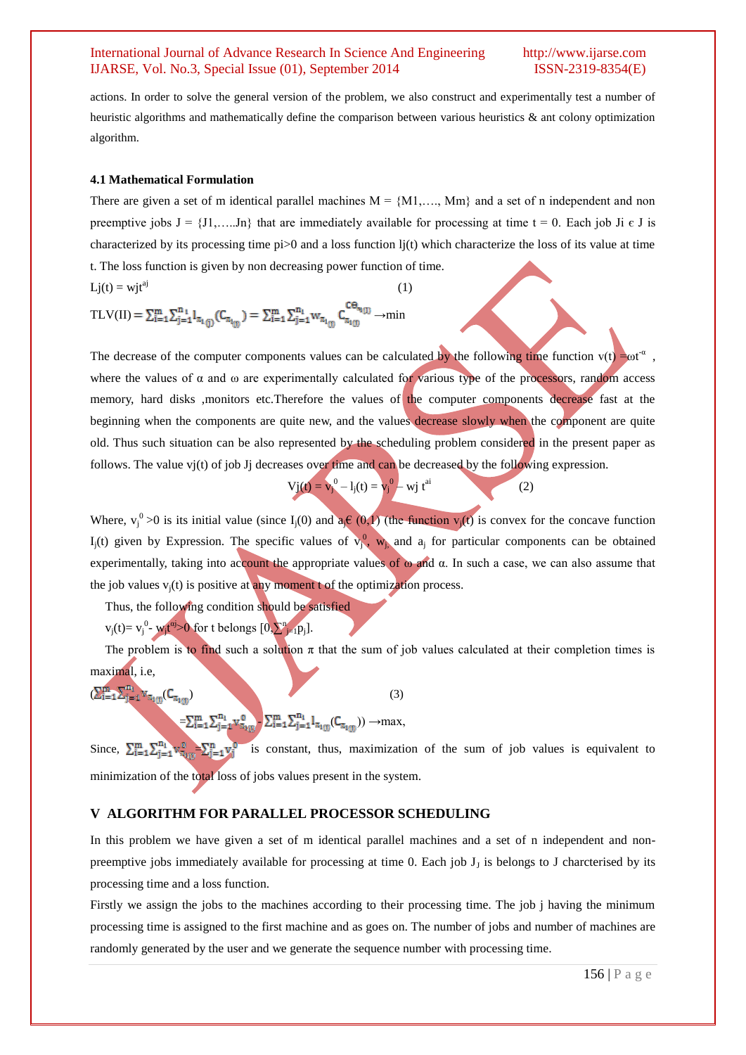actions. In order to solve the general version of the problem, we also construct and experimentally test a number of heuristic algorithms and mathematically define the comparison between various heuristics & ant colony optimization algorithm.

### 4.1 Mathematical Formulation

There are given a set of m identical parallel machines M = {M1,…., Mm} and a set of n independent and non preemptive jobs J = {J1,…..Jn} that are immediately available for processing at time t = 0. Each job Ji є J is characterized by its processing time pi>0 and a loss function lj(t) which characterize the loss of its value at time t. The loss function is given by non decreasing power function of time.

$$L_j(t) = w_j t^{a_j} \quad (1)$$

$$TLV(\Pi) = \sum_{i=1}^{m}\sum_{j=1}^{n_i} l_{\pi_i(j)}(C_{\pi_i(j)}) = \sum_{i=1}^{m}\sum_{j=1}^{n_i} w_{\pi_i(j)}\, C_{\pi_i(j)}^{\,ca_{\pi_i(j)}} \rightarrow \min$$

The decrease of the computer components values can be calculated by the following time function $v(t) = \omega t^{-\alpha}$ , where the values of α and ω are experimentally calculated for various type of the processors, random access memory, hard disks ,monitors etc.Therefore the values of the computer components decrease fast at the beginning when the components are quite new, and the values decrease slowly when the component are quite old. Thus such situation can be also represented by the scheduling problem considered in the present paper as follows. The value vj(t) of job Jj decreases over time and can be decreased by the following expression.

$$V_j(t) = v_j^0 - l_j(t) = v_j^0 - w_j\, t^{a_i} \quad (2)$$

Where, $v_j^0 > 0$ is its initial value (since $I_j(0)$ and $a_j \in (0,1)$ (the function $v_j(t)$ is convex for the concave function $I_j(t)$ given by Expression. The specific values of $v_j^0$, $w_j$, and $a_j$ for particular components can be obtained experimentally, taking into account the appropriate values of ω and α. In such a case, we can also assume that the job values $v_j(t)$ is positive at any moment t of the optimization process.

Thus, the following condition should be satisfied

$v_j(t) = v_j^0 - w_j t^{a_j} > 0$ for t belongs $[0, \sum_{j=1}^{n} p_j]$.

The problem is to find such a solution π that the sum of job values calculated at their completion times is maximal, i.e,

$$\left(\sum_{i=1}^{m}\sum_{j=1}^{n_i} v_{\pi_i(j)}(C_{\pi_i(j)})\right. \quad (3)$$

$$= \sum_{i=1}^{m}\sum_{j=1}^{n_i} v_{\pi_i(j)}^0 - \sum_{i=1}^{m}\sum_{j=1}^{n_i} l_{\pi_i(j)}(C_{\pi_i(j)})) \rightarrow \max,$$

Since, $\sum_{i=1}^{m}\sum_{j=1}^{n_i} v_{\pi_i(j)}^0 = \sum_{j=1}^{n} v_j^0$ is constant, thus, maximization of the sum of job values is equivalent to minimization of the total loss of jobs values present in the system.

## V ALGORITHM FOR PARALLEL PROCESSOR SCHEDULING

In this problem we have given a set of m identical parallel machines and a set of n independent and non-preemptive jobs immediately available for processing at time 0. Each job $J_J$ is belongs to J charcterised by its processing time and a loss function.

Firstly we assign the jobs to the machines according to their processing time. The job j having the minimum processing time is assigned to the first machine and as goes on. The number of jobs and number of machines are randomly generated by the user and we generate the sequence number with processing time.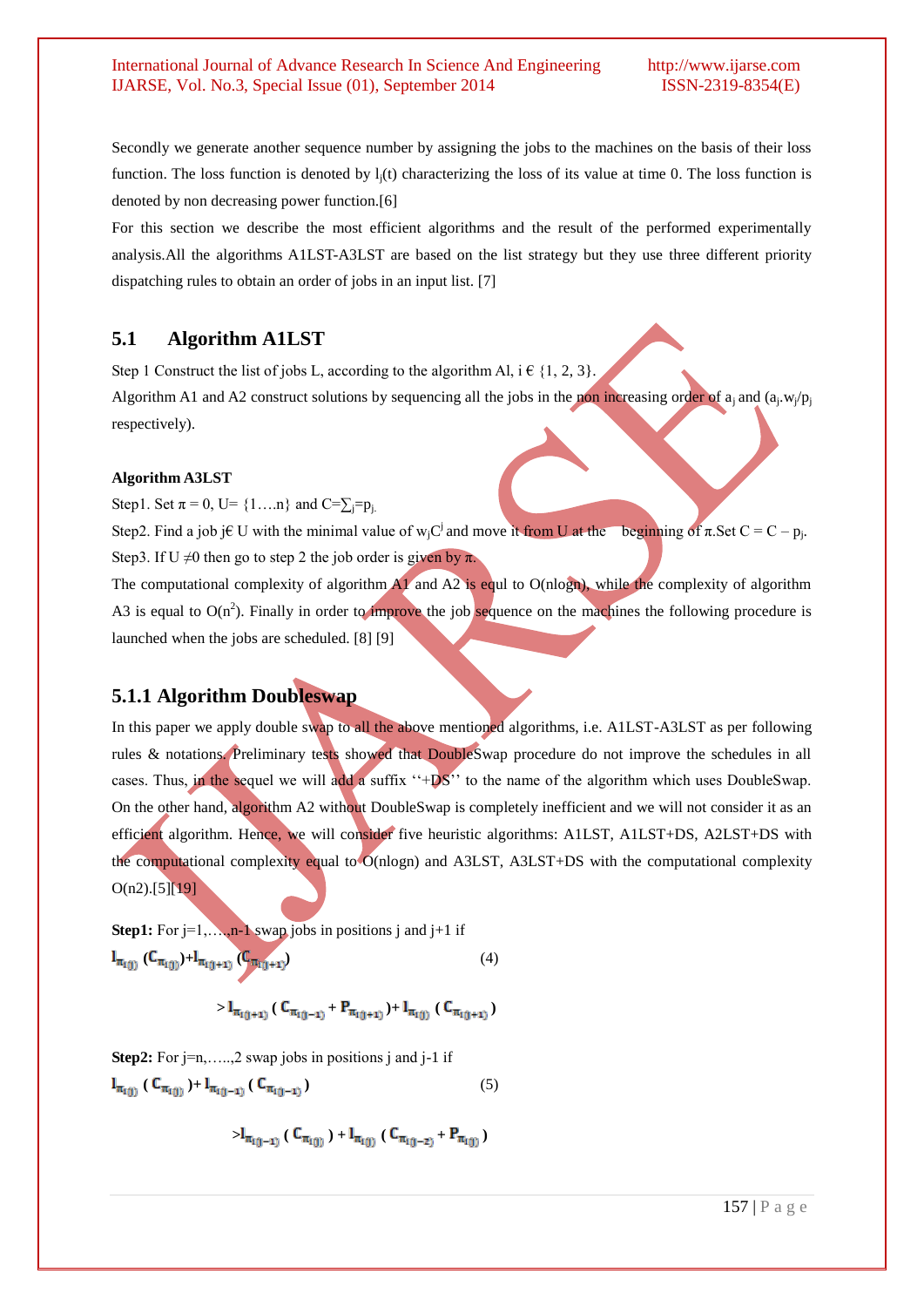Secondly we generate another sequence number by assigning the jobs to the machines on the basis of their loss function. The loss function is denoted by $l_j(t)$ characterizing the loss of its value at time 0. The loss function is denoted by non decreasing power function.[6]

For this section we describe the most efficient algorithms and the result of the performed experimentally analysis.All the algorithms A1LST-A3LST are based on the list strategy but they use three different priority dispatching rules to obtain an order of jobs in an input list. [7]

## 5.1 Algorithm A1LST

Step 1 Construct the list of jobs L, according to the algorithm Al, i € {1, 2, 3}.

Algorithm A1 and A2 construct solutions by sequencing all the jobs in the non increasing order of $a_j$ and ($a_j.w_j/p_j$ respectively).

**Algorithm A3LST**

Step1. Set π = 0, U= {1….n} and $C=\sum_j=p_j$.

Step2. Find a job j€ U with the minimal value of $w_jC^j$ and move it from U at the beginning of π.Set C = C – $p_j$.

Step3. If U ≠0 then go to step 2 the job order is given by π.

The computational complexity of algorithm A1 and A2 is equl to O(nlogn), while the complexity of algorithm A3 is equal to $O(n^2)$. Finally in order to improve the job sequence on the machines the following procedure is launched when the jobs are scheduled. [8] [9]

### 5.1.1 Algorithm Doubleswap

In this paper we apply double swap to all the above mentioned algorithms, i.e. A1LST-A3LST as per following rules & notations. Preliminary tests showed that DoubleSwap procedure do not improve the schedules in all cases. Thus, in the sequel we will add a suffix ''+DS'' to the name of the algorithm which uses DoubleSwap. On the other hand, algorithm A2 without DoubleSwap is completely inefficient and we will not consider it as an efficient algorithm. Hence, we will consider five heuristic algorithms: A1LST, A1LST+DS, A2LST+DS with the computational complexity equal to O(nlogn) and A3LST, A3LST+DS with the computational complexity O(n2).[5][19]

**Step1:** For j=1,….,n-1 swap jobs in positions j and j+1 if

$$l_{\pi_1(j)}(C_{\pi_1(j)})+l_{\pi_1(j+1)}(C_{\pi_1(j+1)}) \tag{4}$$

$$> l_{\pi_1(j+1)}(C_{\pi_1(j-1)}+P_{\pi_1(j+1)})+l_{\pi_1(j)}(C_{\pi_1(j+1)})$$

**Step2:** For j=n,…..,2 swap jobs in positions j and j-1 if

$$l_{\pi_1(j)}(C_{\pi_1(j)})+l_{\pi_1(j-1)}(C_{\pi_1(j-1)}) \tag{5}$$

$$> l_{\pi_1(j-1)}(C_{\pi_1(j)})+l_{\pi_1(j)}(C_{\pi_1(j-2)}+P_{\pi_1(j)})$$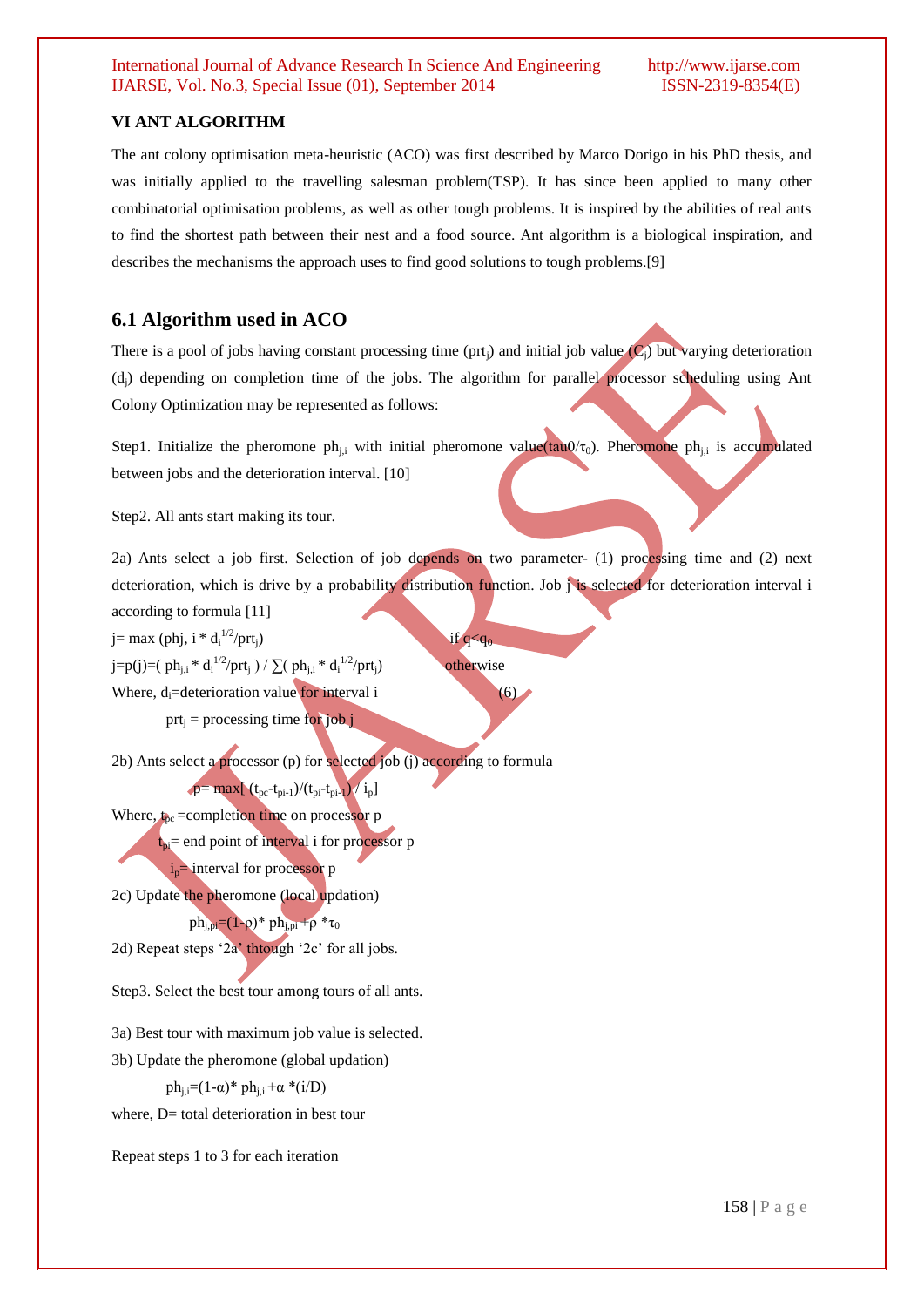## VI ANT ALGORITHM

The ant colony optimisation meta-heuristic (ACO) was first described by Marco Dorigo in his PhD thesis, and was initially applied to the travelling salesman problem(TSP). It has since been applied to many other combinatorial optimisation problems, as well as other tough problems. It is inspired by the abilities of real ants to find the shortest path between their nest and a food source. Ant algorithm is a biological inspiration, and describes the mechanisms the approach uses to find good solutions to tough problems.[9]

### 6.1 Algorithm used in ACO

There is a pool of jobs having constant processing time ($prt_j$) and initial job value ($C_j$) but varying deterioration ($d_j$) depending on completion time of the jobs. The algorithm for parallel processor scheduling using Ant Colony Optimization may be represented as follows:

Step1. Initialize the pheromone $ph_{j,i}$ with initial pheromone value(tau0/$\tau_0$). Pheromone $ph_{j,i}$ is accumulated between jobs and the deterioration interval. [10]

Step2. All ants start making its tour.

2a) Ants select a job first. Selection of job depends on two parameter- (1) processing time and (2) next deterioration, which is drive by a probability distribution function. Job j is selected for deterioration interval i according to formula [11]

$j = \max(ph_{j,i} * d_i^{1/2}/prt_j)$ if $q<q_0$

$j=p(j)=( ph_{j,i} * d_i^{1/2}/prt_j ) / \sum( ph_{j,i} * d_i^{1/2}/prt_j)$ otherwise

Where, $d_i$=deterioration value for interval i (6)

$prt_j$ = processing time for job j

2b) Ants select a processor (p) for selected job (j) according to formula

$$p = \max[ (t_{pc}-t_{pi-1})/(t_{pi}-t_{pi-1}) / i_p]$$

Where, $t_{pc}$ =completion time on processor p

$t_{pi}$= end point of interval i for processor p

$i_p$= interval for processor p

2c) Update the pheromone (local updation)

$$ph_{j,pi}=(1-\rho)* ph_{j,pi} +\rho *\tau_0$$

2d) Repeat steps '2a' thtough '2c' for all jobs.

Step3. Select the best tour among tours of all ants.

3a) Best tour with maximum job value is selected.

3b) Update the pheromone (global updation)

$$ph_{j,i}=(1-\alpha)* ph_{j,i} +\alpha *(i/D)$$

where, D= total deterioration in best tour

Repeat steps 1 to 3 for each iteration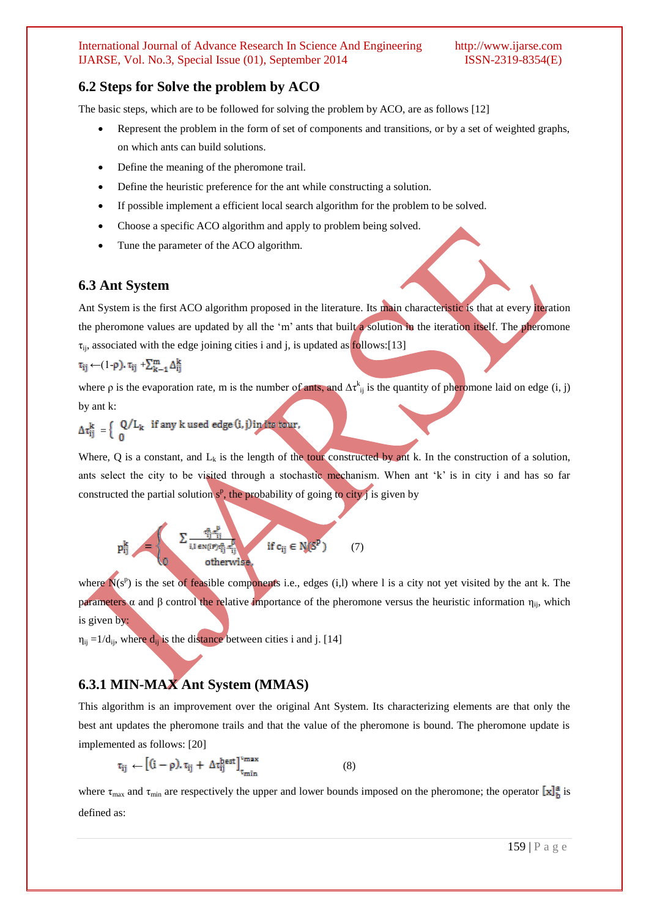## 6.2 Steps for Solve the problem by ACO

The basic steps, which are to be followed for solving the problem by ACO, are as follows [12]

- Represent the problem in the form of set of components and transitions, or by a set of weighted graphs, on which ants can build solutions.
- Define the meaning of the pheromone trail.
- Define the heuristic preference for the ant while constructing a solution.
- If possible implement a efficient local search algorithm for the problem to be solved.
- Choose a specific ACO algorithm and apply to problem being solved.
- Tune the parameter of the ACO algorithm.

## 6.3 Ant System

Ant System is the first ACO algorithm proposed in the literature. Its main characteristic is that at every iteration the pheromone values are updated by all the 'm' ants that built a solution in the iteration itself. The pheromone $\tau_{ij}$, associated with the edge joining cities i and j, is updated as follows:[13]

$$\tau_{ij} \leftarrow (1-\rho).\tau_{ij} + \sum_{k-1}^{m} \Delta_{ij}^{k}$$

where $\rho$ is the evaporation rate, m is the number of ants, and $\Delta\tau^{k}_{ij}$ is the quantity of pheromone laid on edge (i, j) by ant k:

$$\Delta\tau_{ij}^{k} = \begin{cases} Q/L_k & \text{if any k used edge (i, j) in its tour,} \\ 0 & \end{cases}$$

Where, Q is a constant, and $L_k$ is the length of the tour constructed by ant k. In the construction of a solution, ants select the city to be visited through a stochastic mechanism. When ant 'k' is in city i and has so far constructed the partial solution $s^p$, the probability of going to city j is given by

$$p_{ij}^{k} = \begin{cases} \sum \frac{\tau_{ij}^{\alpha}\tau_{ij}^{\beta}}{_{i,l \in N(s^p)}\tau_{ij}^{\alpha}\tau_{ij}^{\beta}} & \text{if } c_{ij} \in N(S^p) \\ 0 & \text{otherwise,} \end{cases} \quad (7)$$

where $N(s^p)$ is the set of feasible components i.e., edges (i,l) where l is a city not yet visited by the ant k. The parameters $\alpha$ and $\beta$ control the relative importance of the pheromone versus the heuristic information $\eta_{ij}$, which is given by:

$\eta_{ij} = 1/d_{ij}$, where $d_{ij}$ is the distance between cities i and j. [14]

### 6.3.1 MIN-MAX Ant System (MMAS)

This algorithm is an improvement over the original Ant System. Its characterizing elements are that only the best ant updates the pheromone trails and that the value of the pheromone is bound. The pheromone update is implemented as follows: [20]

$$\tau_{ij} \leftarrow \left[(i-\rho).\tau_{ij} + \Delta\tau_{ij}^{best}\right]_{\tau_{min}}^{\tau_{max}} \quad (8)$$

where $\tau_{max}$ and $\tau_{min}$ are respectively the upper and lower bounds imposed on the pheromone; the operator $[x]_{b}^{a}$ is defined as: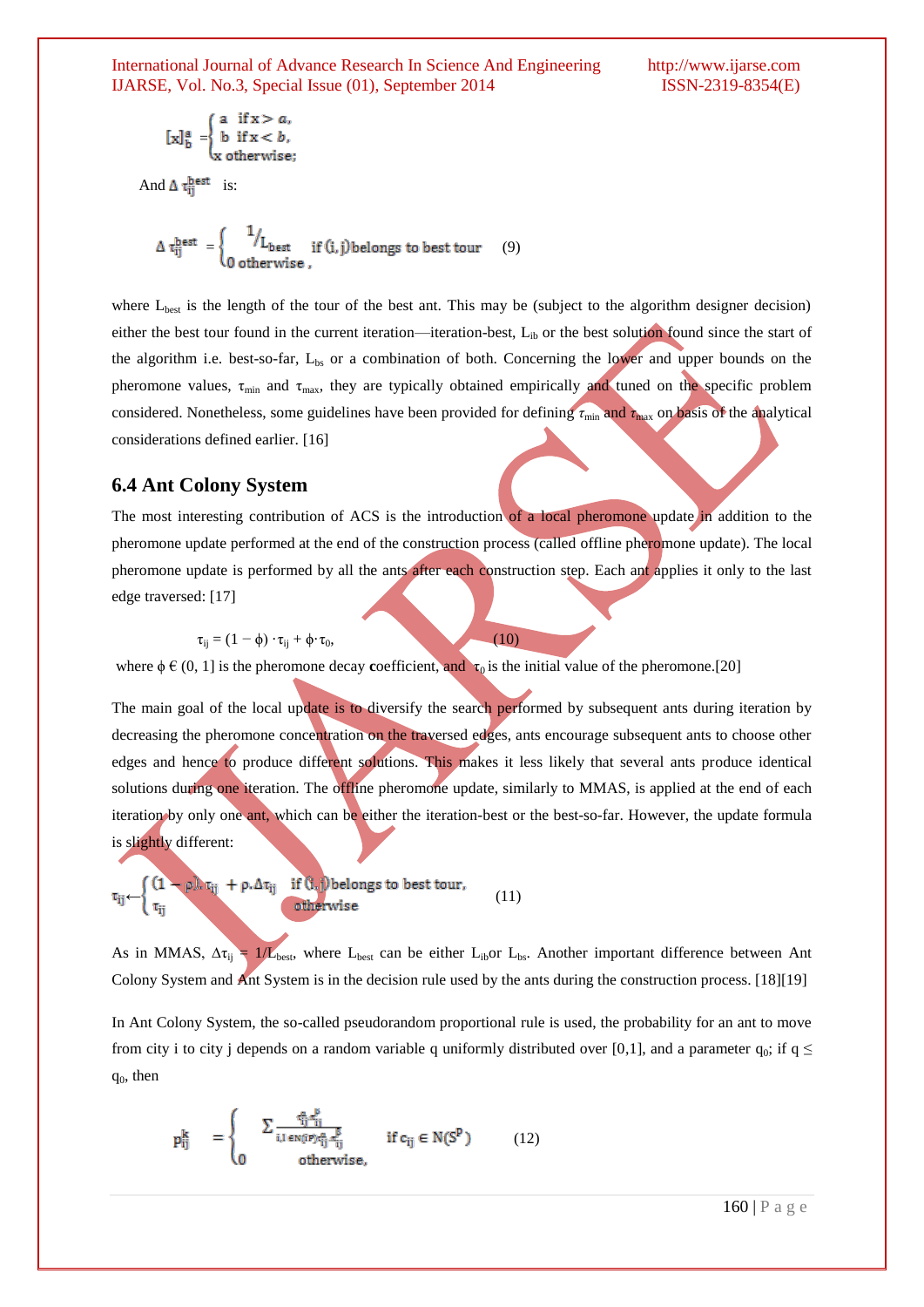$$[x]_b^a = \begin{cases} a & \text{if } x > a, \\ b & \text{if } x < b, \\ x & \text{otherwise;} \end{cases}$$

And $\Delta \tau_{ij}^{best}$ is:

$$\Delta \tau_{ij}^{best} = \begin{cases} 1/L_{best} & \text{if (i, j) belongs to best tour} \\ 0 & \text{otherwise ,} \end{cases} \quad (9)$$

where $L_{best}$ is the length of the tour of the best ant. This may be (subject to the algorithm designer decision) either the best tour found in the current iteration—iteration-best, $L_{ib}$ or the best solution found since the start of the algorithm i.e. best-so-far, $L_{bs}$ or a combination of both. Concerning the lower and upper bounds on the pheromone values, $\tau_{min}$ and $\tau_{max}$, they are typically obtained empirically and tuned on the specific problem considered. Nonetheless, some guidelines have been provided for defining $\tau_{min}$ and $\tau_{max}$ on basis of the analytical considerations defined earlier. [16]

### 6.4 Ant Colony System

The most interesting contribution of ACS is the introduction of a local pheromone update in addition to the pheromone update performed at the end of the construction process (called offline pheromone update). The local pheromone update is performed by all the ants after each construction step. Each ant applies it only to the last edge traversed: [17]

$$\tau_{ij} = (1 - \phi) \cdot \tau_{ij} + \phi \cdot \tau_0, \quad (10)$$

where $\phi \in (0, 1]$ is the pheromone decay coefficient, and $\tau_0$ is the initial value of the pheromone.[20]

The main goal of the local update is to diversify the search performed by subsequent ants during iteration by decreasing the pheromone concentration on the traversed edges, ants encourage subsequent ants to choose other edges and hence to produce different solutions. This makes it less likely that several ants produce identical solutions during one iteration. The offline pheromone update, similarly to MMAS, is applied at the end of each iteration by only one ant, which can be either the iteration-best or the best-so-far. However, the update formula is slightly different:

$$\tau_{ij} \leftarrow \begin{cases} (1 - \rho) \cdot \tau_{ij} + \rho \cdot \Delta\tau_{ij} & \text{if (i, j) belongs to best tour,} \\ \tau_{ij} & \text{otherwise} \end{cases} \quad (11)$$

As in MMAS, $\Delta\tau_{ij} = 1/L_{best}$, where $L_{best}$ can be either $L_{ib}$ or $L_{bs}$. Another important difference between Ant Colony System and Ant System is in the decision rule used by the ants during the construction process. [18][19]

In Ant Colony System, the so-called pseudorandom proportional rule is used, the probability for an ant to move from city i to city j depends on a random variable q uniformly distributed over [0,1], and a parameter $q_0$; if $q \leq q_0$, then

$$p_{ij}^k = \begin{cases} \sum \frac{\tau_{ij}^{\alpha} \eta_{ij}^{\beta}}{\sum_{i,l \in N(S^p)} \tau_{il}^{\alpha} \eta_{il}^{\beta}} & \text{if } c_{ij} \in N(S^p) \\ 0 & \text{otherwise,} \end{cases} \quad (12)$$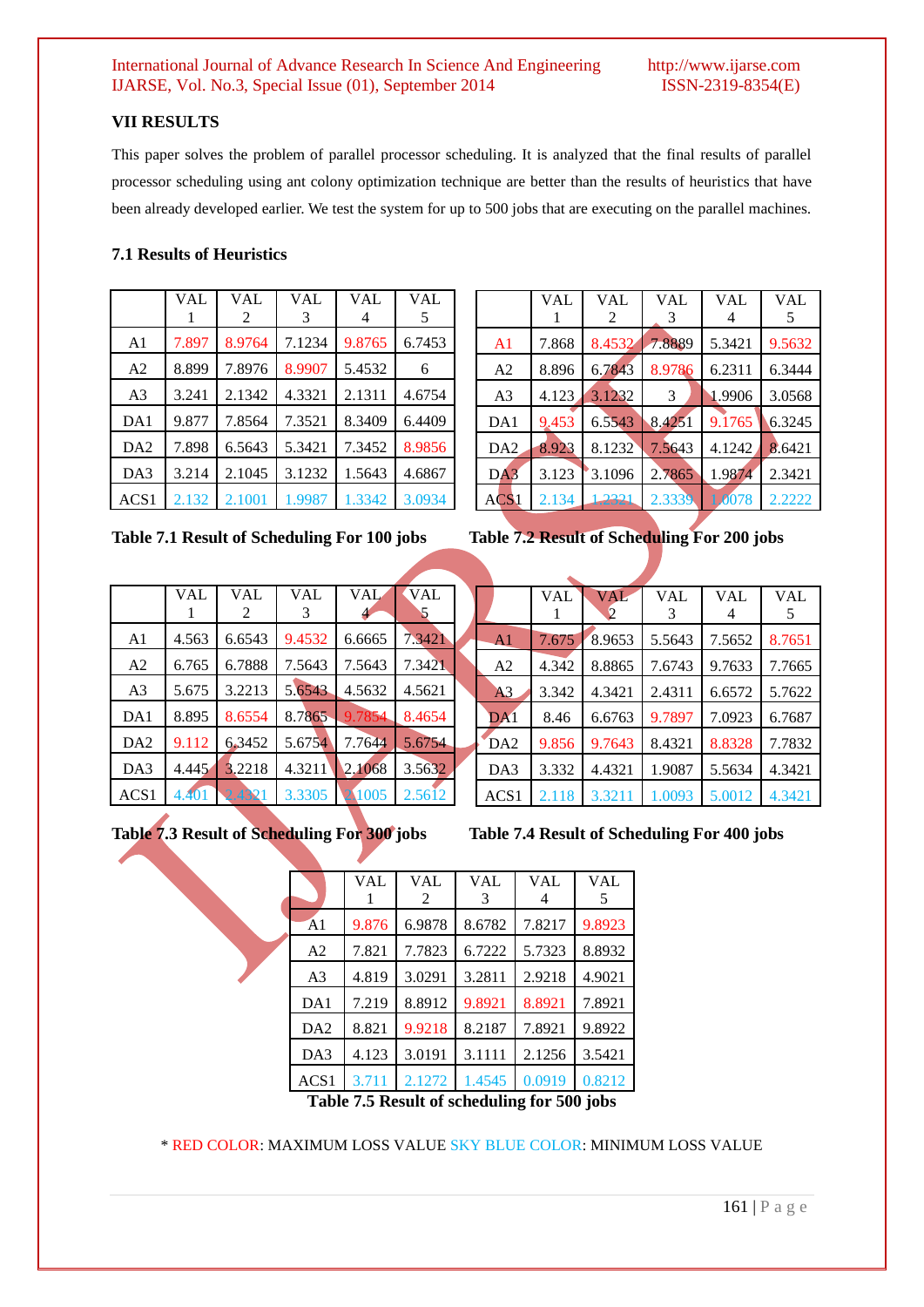## VII RESULTS

This paper solves the problem of parallel processor scheduling. It is analyzed that the final results of parallel processor scheduling using ant colony optimization technique are better than the results of heuristics that have been already developed earlier. We test the system for up to 500 jobs that are executing on the parallel machines.

### 7.1 Results of Heuristics

| | VAL 1 | VAL 2 | VAL 3 | VAL 4 | VAL 5 |
|---|---|---|---|---|---|
| A1 | 7.897 | 8.9764 | 7.1234 | 9.8765 | 6.7453 |
| A2 | 8.899 | 7.8976 | 8.9907 | 5.4532 | 6 |
| A3 | 3.241 | 2.1342 | 4.3321 | 2.1311 | 4.6754 |
| DA1 | 9.877 | 7.8564 | 7.3521 | 8.3409 | 6.4409 |
| DA2 | 7.898 | 6.5643 | 5.3421 | 7.3452 | 8.9856 |
| DA3 | 3.214 | 2.1045 | 3.1232 | 1.5643 | 4.6867 |
| ACS1 | 2.132 | 2.1001 | 1.9987 | 1.3342 | 3.0934 |

**Table 7.1 Result of Scheduling For 100 jobs**

| | VAL 1 | VAL 2 | VAL 3 | VAL 4 | VAL 5 |
|---|---|---|---|---|---|
| A1 | 7.868 | 8.4532 | 7.8889 | 5.3421 | 9.5632 |
| A2 | 8.896 | 6.7843 | 8.9786 | 6.2311 | 6.3444 |
| A3 | 4.123 | 3.1232 | 3 | 1.9906 | 3.0568 |
| DA1 | 9.453 | 6.5543 | 8.4251 | 9.1765 | 6.3245 |
| DA2 | 8.923 | 8.1232 | 7.5643 | 4.1242 | 8.6421 |
| DA3 | 3.123 | 3.1096 | 2.7865 | 1.9874 | 2.3421 |
| ACS1 | 2.134 | 1.2321 | 2.3339 | 1.0078 | 2.2222 |

**Table 7.2 Result of Scheduling For 200 jobs**

| | VAL 1 | VAL 2 | VAL 3 | VAL 4 | VAL 5 |
|---|---|---|---|---|---|
| A1 | 4.563 | 6.6543 | 9.4532 | 6.6665 | 7.3421 |
| A2 | 6.765 | 6.7888 | 7.5643 | 7.5643 | 7.3421 |
| A3 | 5.675 | 3.2213 | 5.6543 | 4.5632 | 4.5621 |
| DA1 | 8.895 | 8.6554 | 8.7865 | 9.7854 | 8.4654 |
| DA2 | 9.112 | 6.3452 | 5.6754 | 7.7644 | 5.6754 |
| DA3 | 4.445 | 3.2218 | 4.3211 | 2.1068 | 3.5632 |
| ACS1 | 4.401 | 2.4321 | 3.3305 | 2.1005 | 2.5612 |

**Table 7.3 Result of Scheduling For 300 jobs**

| | VAL 1 | VAL 2 | VAL 3 | VAL 4 | VAL 5 |
|---|---|---|---|---|---|
| A1 | 7.675 | 8.9653 | 5.5643 | 7.5652 | 8.7651 |
| A2 | 4.342 | 8.8865 | 7.6743 | 9.7633 | 7.7665 |
| A3 | 3.342 | 4.3421 | 2.4311 | 6.6572 | 5.7622 |
| DA1 | 8.46 | 6.6763 | 9.7897 | 7.0923 | 6.7687 |
| DA2 | 9.856 | 9.7643 | 8.4321 | 8.8328 | 7.7832 |
| DA3 | 3.332 | 4.4321 | 1.9087 | 5.5634 | 4.3421 |
| ACS1 | 2.118 | 3.3211 | 1.0093 | 5.0012 | 4.3421 |

**Table 7.4 Result of Scheduling For 400 jobs**

| | VAL 1 | VAL 2 | VAL 3 | VAL 4 | VAL 5 |
|---|---|---|---|---|---|
| A1 | 9.876 | 6.9878 | 8.6782 | 7.8217 | 9.8923 |
| A2 | 7.821 | 7.7823 | 6.7222 | 5.7323 | 8.8932 |
| A3 | 4.819 | 3.0291 | 3.2811 | 2.9218 | 4.9021 |
| DA1 | 7.219 | 8.8912 | 9.8921 | 8.8921 | 7.8921 |
| DA2 | 8.821 | 9.9218 | 8.2187 | 7.8921 | 9.8922 |
| DA3 | 4.123 | 3.0191 | 3.1111 | 2.1256 | 3.5421 |
| ACS1 | 3.711 | 2.1272 | 1.4545 | 0.0919 | 0.8212 |

**Table 7.5 Result of scheduling for 500 jobs**

* RED COLOR: MAXIMUM LOSS VALUE SKY BLUE COLOR: MINIMUM LOSS VALUE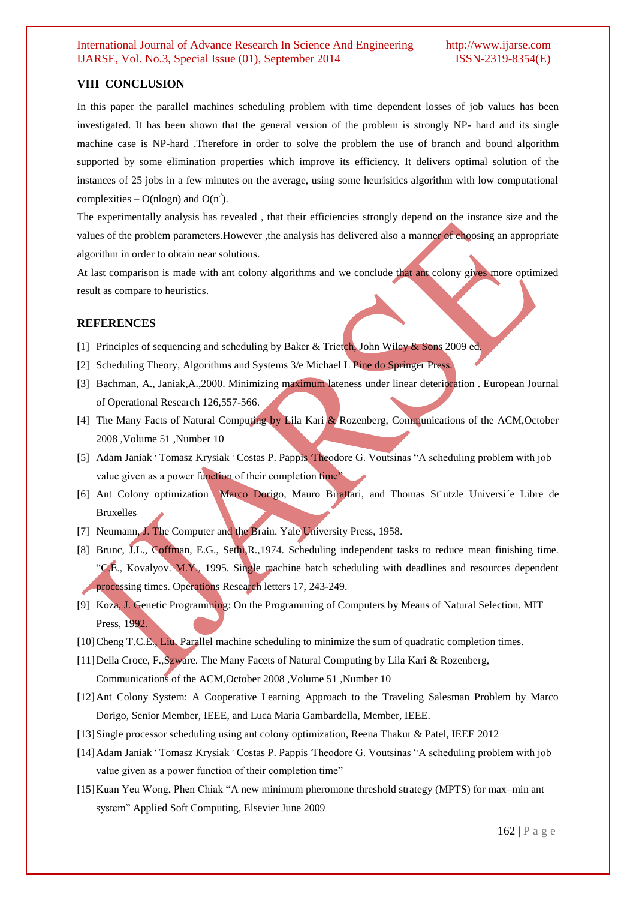## VIII CONCLUSION

In this paper the parallel machines scheduling problem with time dependent losses of job values has been investigated. It has been shown that the general version of the problem is strongly NP- hard and its single machine case is NP-hard .Therefore in order to solve the problem the use of branch and bound algorithm supported by some elimination properties which improve its efficiency. It delivers optimal solution of the instances of 25 jobs in a few minutes on the average, using some heurisitics algorithm with low computational complexities – O(nlogn) and $O(n^2)$.

The experimentally analysis has revealed , that their efficiencies strongly depend on the instance size and the values of the problem parameters.However ,the analysis has delivered also a manner of choosing an appropriate algorithm in order to obtain near solutions.

At last comparison is made with ant colony algorithms and we conclude that ant colony gives more optimized result as compare to heuristics.

## REFERENCES

[1] Principles of sequencing and scheduling by Baker & Trietch, John Wiley & Sons 2009 ed.

[2] Scheduling Theory, Algorithms and Systems 3/e Michael L Pine do Springer Press.

[3] Bachman, A., Janiak,A.,2000. Minimizing maximum lateness under linear deterioration . European Journal of Operational Research 126,557-566.

[4] The Many Facts of Natural Computing by Lila Kari & Rozenberg, Communications of the ACM,October 2008 ,Volume 51 ,Number 10

[5] Adam Janiak · Tomasz Krysiak · Costas P. Pappis ·Theodore G. Voutsinas "A scheduling problem with job value given as a power function of their completion time"

[6] Ant Colony optimization Marco Dorigo, Mauro Birattari, and Thomas St¨utzle Universi´e Libre de Bruxelles

[7] Neumann, J. The Computer and the Brain. Yale University Press, 1958.

[8] Brunc, J.L., Coffman, E.G., Sethi,R.,1974. Scheduling independent tasks to reduce mean finishing time. "C.E., Kovalyov. M.Y., 1995. Single machine batch scheduling with deadlines and resources dependent processing times. Operations Research letters 17, 243-249.

[9] Koza, J. Genetic Programming: On the Programming of Computers by Means of Natural Selection. MIT Press, 1992.

[10] Cheng T.C.E., Liu. Parallel machine scheduling to minimize the sum of quadratic completion times.

[11] Della Croce, F.,Szware. The Many Facets of Natural Computing by Lila Kari & Rozenberg, Communications of the ACM,October 2008 ,Volume 51 ,Number 10

[12] Ant Colony System: A Cooperative Learning Approach to the Traveling Salesman Problem by Marco Dorigo, Senior Member, IEEE, and Luca Maria Gambardella, Member, IEEE.

[13] Single processor scheduling using ant colony optimization, Reena Thakur & Patel, IEEE 2012

[14] Adam Janiak · Tomasz Krysiak · Costas P. Pappis ·Theodore G. Voutsinas "A scheduling problem with job value given as a power function of their completion time"

[15] Kuan Yeu Wong, Phen Chiak "A new minimum pheromone threshold strategy (MPTS) for max–min ant system" Applied Soft Computing, Elsevier June 2009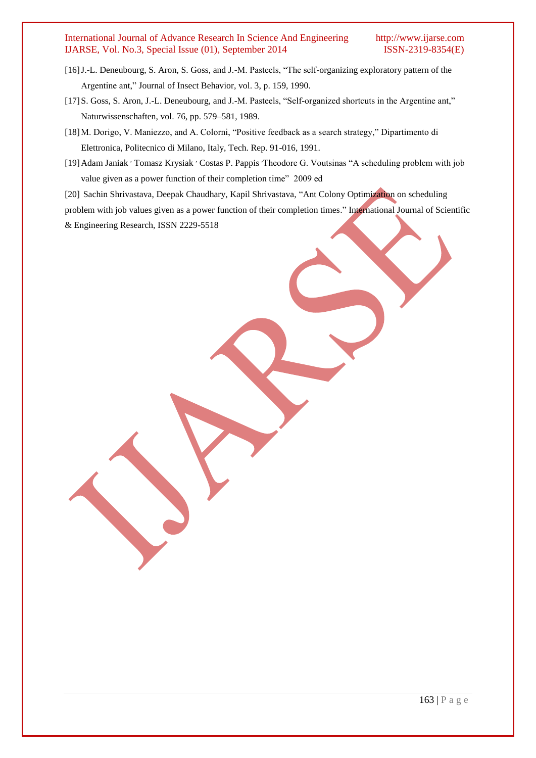[16] J.-L. Deneubourg, S. Aron, S. Goss, and J.-M. Pasteels, "The self-organizing exploratory pattern of the Argentine ant," Journal of Insect Behavior, vol. 3, p. 159, 1990.

[17] S. Goss, S. Aron, J.-L. Deneubourg, and J.-M. Pasteels, "Self-organized shortcuts in the Argentine ant," Naturwissenschaften, vol. 76, pp. 579–581, 1989.

[18] M. Dorigo, V. Maniezzo, and A. Colorni, "Positive feedback as a search strategy," Dipartimento di Elettronica, Politecnico di Milano, Italy, Tech. Rep. 91-016, 1991.

[19] Adam Janiak · Tomasz Krysiak · Costas P. Pappis ·Theodore G. Voutsinas "A scheduling problem with job value given as a power function of their completion time" 2009 ed

[20] Sachin Shrivastava, Deepak Chaudhary, Kapil Shrivastava, "Ant Colony Optimization on scheduling problem with job values given as a power function of their completion times." International Journal of Scientific & Engineering Research, ISSN 2229-5518